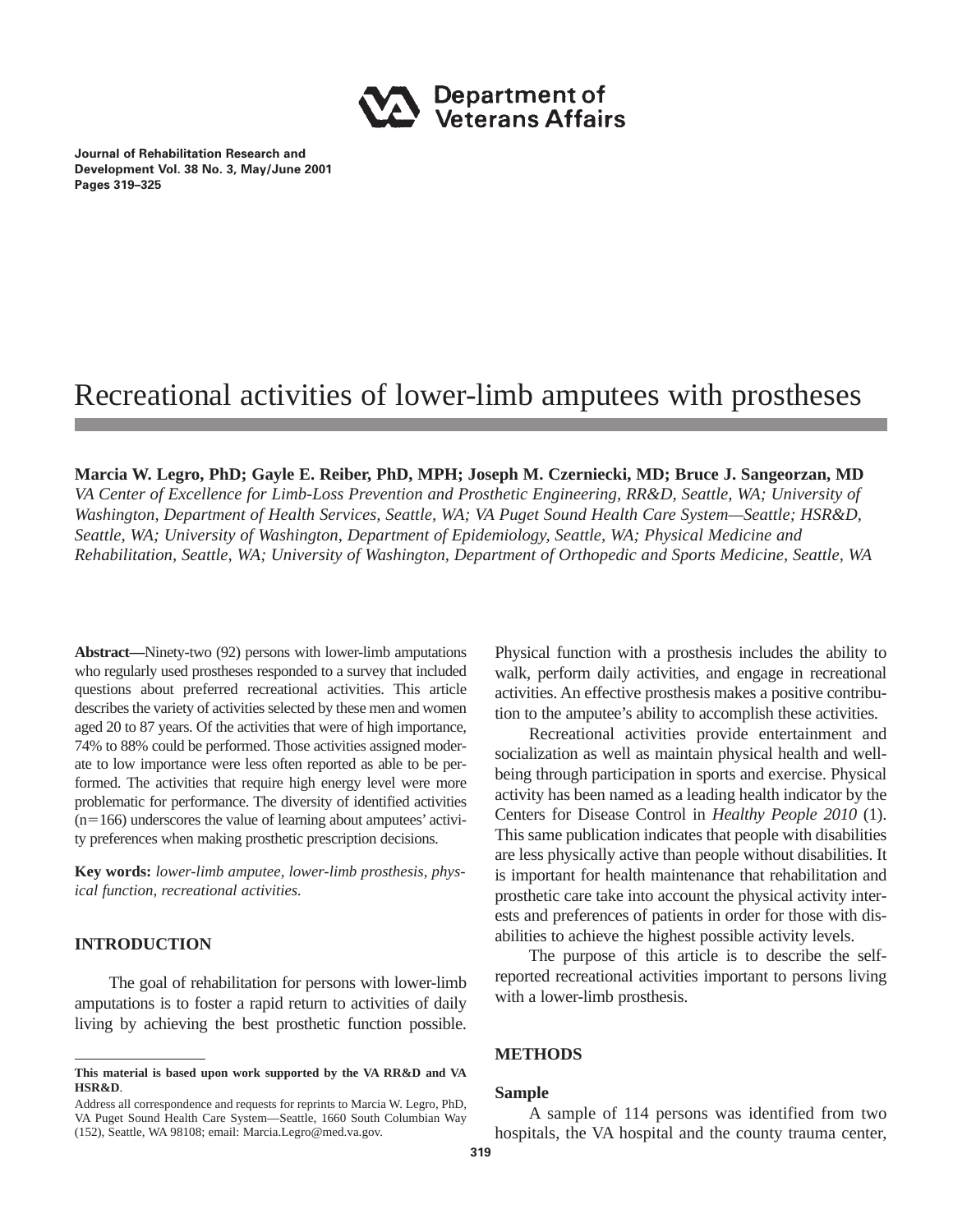Department of Veterans Affairs

Journal of Rehabilitation Research and Development Vol. 38 No. 3, May/June 2001
Pages 319–325

# Recreational activities of lower-limb amputees with prostheses

**Marcia W. Legro, PhD; Gayle E. Reiber, PhD, MPH; Joseph M. Czerniecki, MD; Bruce J. Sangeorzan, MD**
*VA Center of Excellence for Limb-Loss Prevention and Prosthetic Engineering, RR&D, Seattle, WA; University of Washington, Department of Health Services, Seattle, WA; VA Puget Sound Health Care System—Seattle; HSR&D, Seattle, WA; University of Washington, Department of Epidemiology, Seattle, WA; Physical Medicine and Rehabilitation, Seattle, WA; University of Washington, Department of Orthopedic and Sports Medicine, Seattle, WA*

**Abstract—**Ninety-two (92) persons with lower-limb amputations who regularly used prostheses responded to a survey that included questions about preferred recreational activities. This article describes the variety of activities selected by these men and women aged 20 to 87 years. Of the activities that were of high importance, 74% to 88% could be performed. Those activities assigned moderate to low importance were less often reported as able to be performed. The activities that require high energy level were more problematic for performance. The diversity of identified activities (n=166) underscores the value of learning about amputees' activity preferences when making prosthetic prescription decisions.

**Key words:** *lower-limb amputee, lower-limb prosthesis, physical function, recreational activities.*

## INTRODUCTION

The goal of rehabilitation for persons with lower-limb amputations is to foster a rapid return to activities of daily living by achieving the best prosthetic function possible. Physical function with a prosthesis includes the ability to walk, perform daily activities, and engage in recreational activities. An effective prosthesis makes a positive contribution to the amputee's ability to accomplish these activities.

Recreational activities provide entertainment and socialization as well as maintain physical health and well-being through participation in sports and exercise. Physical activity has been named as a leading health indicator by the Centers for Disease Control in *Healthy People 2010* (1). This same publication indicates that people with disabilities are less physically active than people without disabilities. It is important for health maintenance that rehabilitation and prosthetic care take into account the physical activity interests and preferences of patients in order for those with disabilities to achieve the highest possible activity levels.

The purpose of this article is to describe the self-reported recreational activities important to persons living with a lower-limb prosthesis.

## METHODS

### Sample

A sample of 114 persons was identified from two hospitals, the VA hospital and the county trauma center,

---

**This material is based upon work supported by the VA RR&D and VA HSR&D**.

Address all correspondence and requests for reprints to Marcia W. Legro, PhD, VA Puget Sound Health Care System—Seattle, 1660 South Columbian Way (152), Seattle, WA 98108; email: Marcia.Legro@med.va.gov.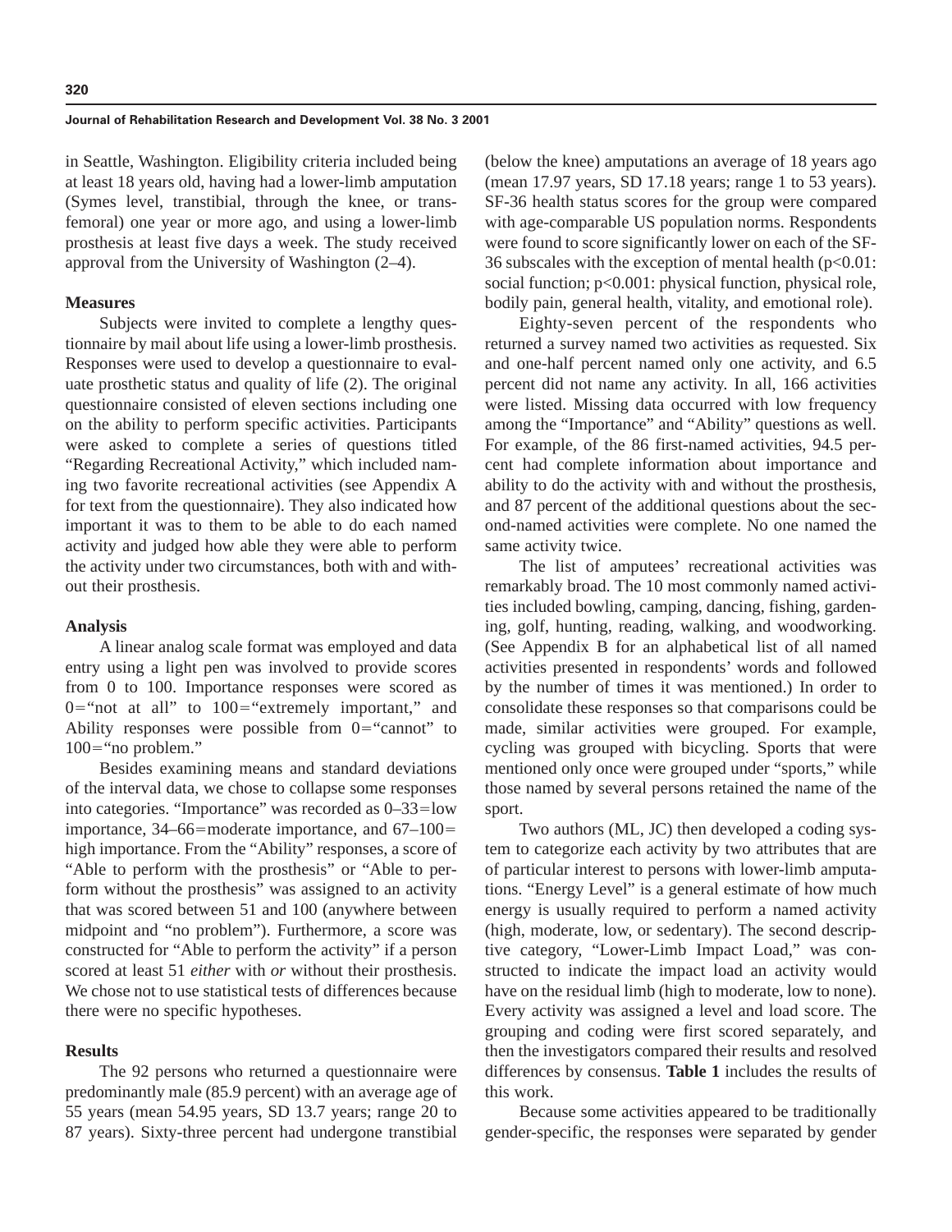in Seattle, Washington. Eligibility criteria included being at least 18 years old, having had a lower-limb amputation (Symes level, transtibial, through the knee, or transfemoral) one year or more ago, and using a lower-limb prosthesis at least five days a week. The study received approval from the University of Washington (2–4).

### Measures

Subjects were invited to complete a lengthy questionnaire by mail about life using a lower-limb prosthesis. Responses were used to develop a questionnaire to evaluate prosthetic status and quality of life (2). The original questionnaire consisted of eleven sections including one on the ability to perform specific activities. Participants were asked to complete a series of questions titled "Regarding Recreational Activity," which included naming two favorite recreational activities (see Appendix A for text from the questionnaire). They also indicated how important it was to them to be able to do each named activity and judged how able they were able to perform the activity under two circumstances, both with and without their prosthesis.

### Analysis

A linear analog scale format was employed and data entry using a light pen was involved to provide scores from 0 to 100. Importance responses were scored as 0="not at all" to 100="extremely important," and Ability responses were possible from 0="cannot" to 100="no problem."

Besides examining means and standard deviations of the interval data, we chose to collapse some responses into categories. "Importance" was recorded as 0–33=low importance, 34–66=moderate importance, and 67–100=high importance. From the "Ability" responses, a score of "Able to perform with the prosthesis" or "Able to perform without the prosthesis" was assigned to an activity that was scored between 51 and 100 (anywhere between midpoint and "no problem"). Furthermore, a score was constructed for "Able to perform the activity" if a person scored at least 51 *either* with *or* without their prosthesis. We chose not to use statistical tests of differences because there were no specific hypotheses.

### Results

The 92 persons who returned a questionnaire were predominantly male (85.9 percent) with an average age of 55 years (mean 54.95 years, SD 13.7 years; range 20 to 87 years). Sixty-three percent had undergone transtibial (below the knee) amputations an average of 18 years ago (mean 17.97 years, SD 17.18 years; range 1 to 53 years). SF-36 health status scores for the group were compared with age-comparable US population norms. Respondents were found to score significantly lower on each of the SF-36 subscales with the exception of mental health ($p<0.01$: social function; $p<0.001$: physical function, physical role, bodily pain, general health, vitality, and emotional role).

Eighty-seven percent of the respondents who returned a survey named two activities as requested. Six and one-half percent named only one activity, and 6.5 percent did not name any activity. In all, 166 activities were listed. Missing data occurred with low frequency among the "Importance" and "Ability" questions as well. For example, of the 86 first-named activities, 94.5 percent had complete information about importance and ability to do the activity with and without the prosthesis, and 87 percent of the additional questions about the second-named activities were complete. No one named the same activity twice.

The list of amputees' recreational activities was remarkably broad. The 10 most commonly named activities included bowling, camping, dancing, fishing, gardening, golf, hunting, reading, walking, and woodworking. (See Appendix B for an alphabetical list of all named activities presented in respondents' words and followed by the number of times it was mentioned.) In order to consolidate these responses so that comparisons could be made, similar activities were grouped. For example, cycling was grouped with bicycling. Sports that were mentioned only once were grouped under "sports," while those named by several persons retained the name of the sport.

Two authors (ML, JC) then developed a coding system to categorize each activity by two attributes that are of particular interest to persons with lower-limb amputations. "Energy Level" is a general estimate of how much energy is usually required to perform a named activity (high, moderate, low, or sedentary). The second descriptive category, "Lower-Limb Impact Load," was constructed to indicate the impact load an activity would have on the residual limb (high to moderate, low to none). Every activity was assigned a level and load score. The grouping and coding were first scored separately, and then the investigators compared their results and resolved differences by consensus. **Table 1** includes the results of this work.

Because some activities appeared to be traditionally gender-specific, the responses were separated by gender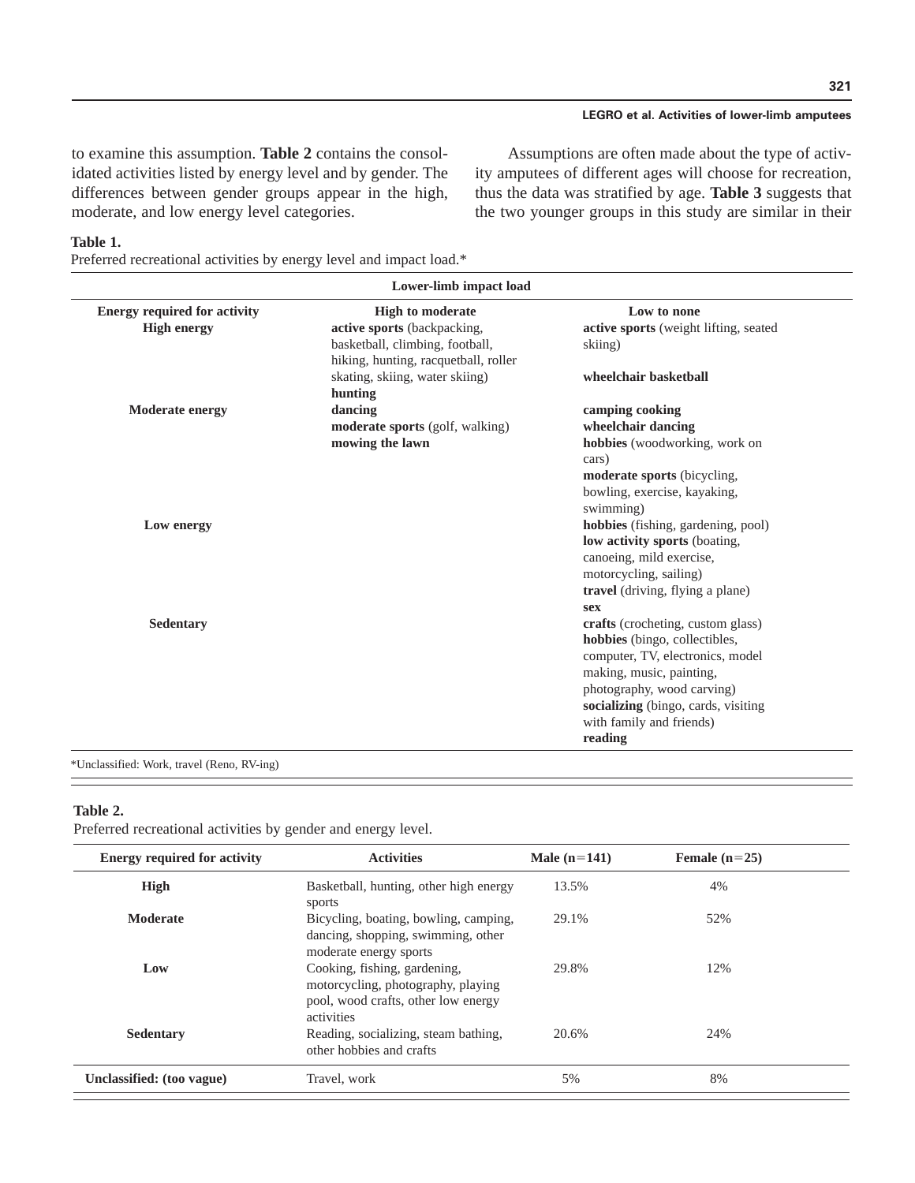to examine this assumption. **Table 2** contains the consolidated activities listed by energy level and by gender. The differences between gender groups appear in the high, moderate, and low energy level categories.

Assumptions are often made about the type of activity amputees of different ages will choose for recreation, thus the data was stratified by age. **Table 3** suggests that the two younger groups in this study are similar in their

**Table 1.**
Preferred recreational activities by energy level and impact load.*

| | Lower-limb impact load | |
|---|---|---|
| **Energy required for activity** | **High to moderate** | **Low to none** |
| **High energy** | **active sports** (backpacking, basketball, climbing, football, hiking, hunting, racquetball, roller skating, skiing, water skiing)<br>**hunting** | **active sports** (weight lifting, seated skiing)<br>**wheelchair basketball** |
| **Moderate energy** | **dancing**<br>**moderate sports** (golf, walking)<br>**mowing the lawn** | **camping cooking**<br>**wheelchair dancing**<br>**hobbies** (woodworking, work on cars)<br>**moderate sports** (bicycling, bowling, exercise, kayaking, swimming) |
| **Low energy** | | **hobbies** (fishing, gardening, pool)<br>**low activity sports** (boating, canoeing, mild exercise, motorcycling, sailing)<br>**travel** (driving, flying a plane)<br>**sex** |
| **Sedentary** | | **crafts** (crocheting, custom glass)<br>**hobbies** (bingo, collectibles, computer, TV, electronics, model making, music, painting, photography, wood carving)<br>**socializing** (bingo, cards, visiting with family and friends)<br>**reading** |

*Unclassified: Work, travel (Reno, RV-ing)

**Table 2.**
Preferred recreational activities by gender and energy level.

| Energy required for activity | Activities | Male (n=141) | Female (n=25) |
|---|---|---|---|
| **High** | Basketball, hunting, other high energy sports | 13.5% | 4% |
| **Moderate** | Bicycling, boating, bowling, camping, dancing, shopping, swimming, other moderate energy sports | 29.1% | 52% |
| **Low** | Cooking, fishing, gardening, motorcycling, photography, playing pool, wood crafts, other low energy activities | 29.8% | 12% |
| **Sedentary** | Reading, socializing, steam bathing, other hobbies and crafts | 20.6% | 24% |
| **Unclassified: (too vague)** | Travel, work | 5% | 8% |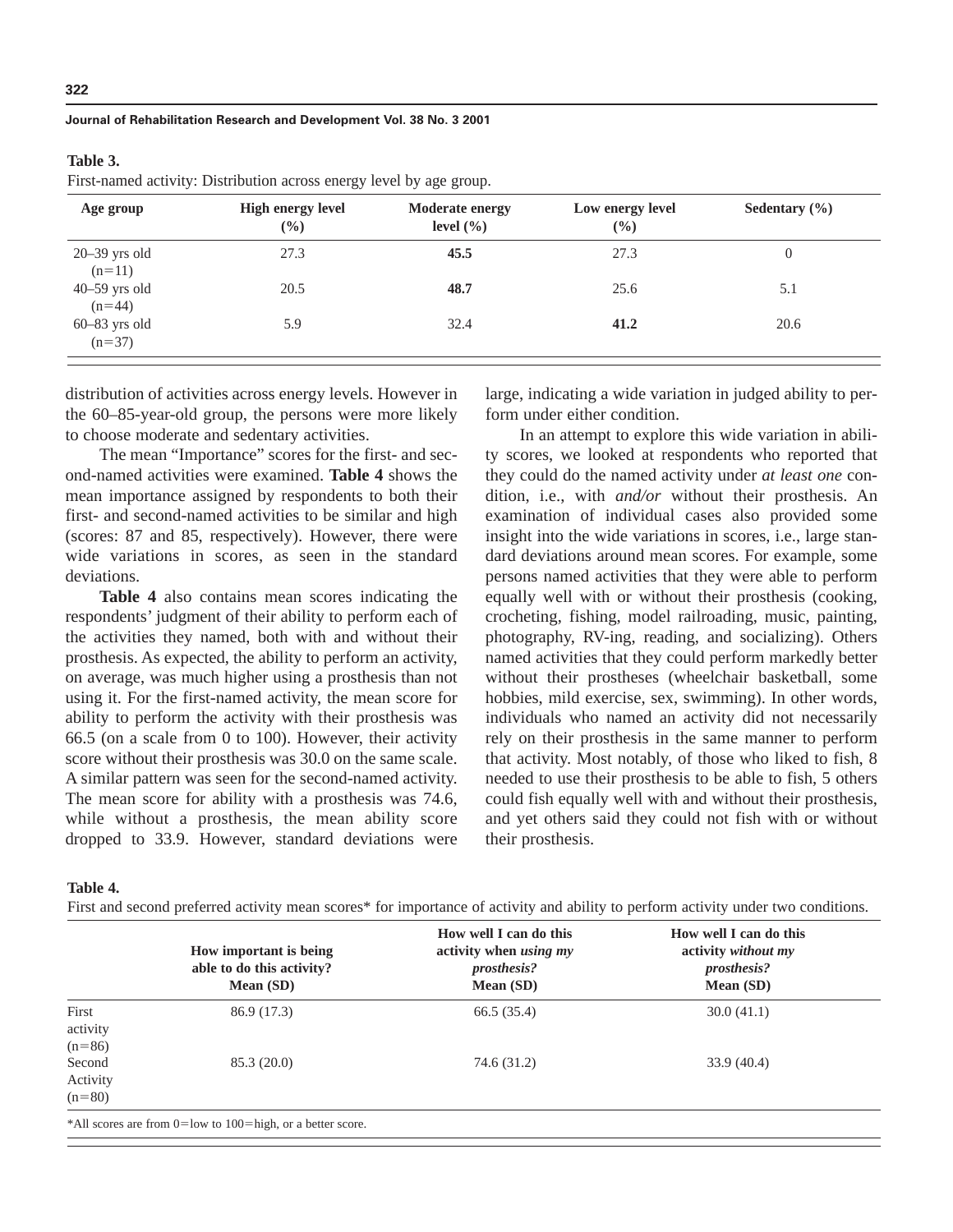**Table 3.**
First-named activity: Distribution across energy level by age group.

| Age group | High energy level (%) | Moderate energy level (%) | Low energy level (%) | Sedentary (%) |
|---|---|---|---|---|
| 20–39 yrs old (n=11) | 27.3 | **45.5** | 27.3 | 0 |
| 40–59 yrs old (n=44) | 20.5 | **48.7** | 25.6 | 5.1 |
| 60–83 yrs old (n=37) | 5.9 | 32.4 | **41.2** | 20.6 |

distribution of activities across energy levels. However in the 60–85-year-old group, the persons were more likely to choose moderate and sedentary activities.

The mean "Importance" scores for the first- and second-named activities were examined. **Table 4** shows the mean importance assigned by respondents to both their first- and second-named activities to be similar and high (scores: 87 and 85, respectively). However, there were wide variations in scores, as seen in the standard deviations.

**Table 4** also contains mean scores indicating the respondents' judgment of their ability to perform each of the activities they named, both with and without their prosthesis. As expected, the ability to perform an activity, on average, was much higher using a prosthesis than not using it. For the first-named activity, the mean score for ability to perform the activity with their prosthesis was 66.5 (on a scale from 0 to 100). However, their activity score without their prosthesis was 30.0 on the same scale. A similar pattern was seen for the second-named activity. The mean score for ability with a prosthesis was 74.6, while without a prosthesis, the mean ability score dropped to 33.9. However, standard deviations were large, indicating a wide variation in judged ability to perform under either condition.

In an attempt to explore this wide variation in ability scores, we looked at respondents who reported that they could do the named activity under *at least one* condition, i.e., with *and/or* without their prosthesis. An examination of individual cases also provided some insight into the wide variations in scores, i.e., large standard deviations around mean scores. For example, some persons named activities that they were able to perform equally well with or without their prosthesis (cooking, crocheting, fishing, model railroading, music, painting, photography, RV-ing, reading, and socializing). Others named activities that they could perform markedly better without their prostheses (wheelchair basketball, some hobbies, mild exercise, sex, swimming). In other words, individuals who named an activity did not necessarily rely on their prosthesis in the same manner to perform that activity. Most notably, of those who liked to fish, 8 needed to use their prosthesis to be able to fish, 5 others could fish equally well with and without their prosthesis, and yet others said they could not fish with or without their prosthesis.

**Table 4.**
First and second preferred activity mean scores* for importance of activity and ability to perform activity under two conditions.

| | How important is being able to do this activity? Mean (SD) | How well I can do this activity when *using my prosthesis?* Mean (SD) | How well I can do this activity *without my prosthesis?* Mean (SD) |
|---|---|---|---|
| First activity (n=86) | 86.9 (17.3) | 66.5 (35.4) | 30.0 (41.1) |
| Second Activity (n=80) | 85.3 (20.0) | 74.6 (31.2) | 33.9 (40.4) |

*All scores are from 0=low to 100=high, or a better score.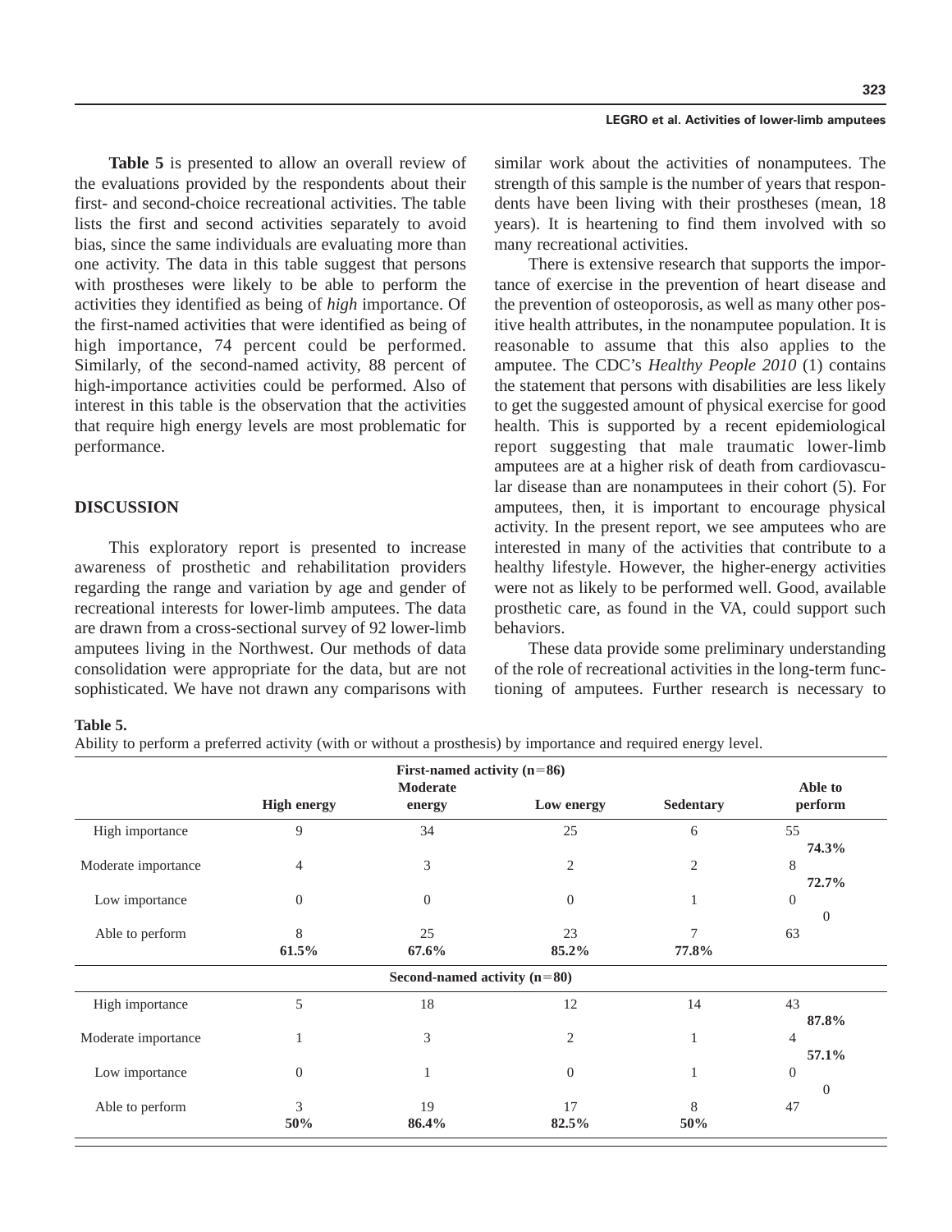**Table 5** is presented to allow an overall review of the evaluations provided by the respondents about their first- and second-choice recreational activities. The table lists the first and second activities separately to avoid bias, since the same individuals are evaluating more than one activity. The data in this table suggest that persons with prostheses were likely to be able to perform the activities they identified as being of *high* importance. Of the first-named activities that were identified as being of high importance, 74 percent could be performed. Similarly, of the second-named activity, 88 percent of high-importance activities could be performed. Also of interest in this table is the observation that the activities that require high energy levels are most problematic for performance.

## DISCUSSION

This exploratory report is presented to increase awareness of prosthetic and rehabilitation providers regarding the range and variation by age and gender of recreational interests for lower-limb amputees. The data are drawn from a cross-sectional survey of 92 lower-limb amputees living in the Northwest. Our methods of data consolidation were appropriate for the data, but are not sophisticated. We have not drawn any comparisons with similar work about the activities of nonamputees. The strength of this sample is the number of years that respondents have been living with their prostheses (mean, 18 years). It is heartening to find them involved with so many recreational activities.

There is extensive research that supports the importance of exercise in the prevention of heart disease and the prevention of osteoporosis, as well as many other positive health attributes, in the nonamputee population. It is reasonable to assume that this also applies to the amputee. The CDC's *Healthy People 2010* (1) contains the statement that persons with disabilities are less likely to get the suggested amount of physical exercise for good health. This is supported by a recent epidemiological report suggesting that male traumatic lower-limb amputees are at a higher risk of death from cardiovascular disease than are nonamputees in their cohort (5). For amputees, then, it is important to encourage physical activity. In the present report, we see amputees who are interested in many of the activities that contribute to a healthy lifestyle. However, the higher-energy activities were not as likely to be performed well. Good, available prosthetic care, as found in the VA, could support such behaviors.

These data provide some preliminary understanding of the role of recreational activities in the long-term functioning of amputees. Further research is necessary to

**Table 5.**
Ability to perform a preferred activity (with or without a prosthesis) by importance and required energy level.

| | High energy | Moderate energy | Low energy | Sedentary | Able to perform |
|---|---|---|---|---|---|
| **First-named activity (n=86)** | | | | | |
| High importance | 9 | 34 | 25 | 6 | 55 **74.3%** |
| Moderate importance | 4 | 3 | 2 | 2 | 8 **72.7%** |
| Low importance | 0 | 0 | 0 | 1 | 0 0 |
| Able to perform | 8 **61.5%** | 25 **67.6%** | 23 **85.2%** | 7 **77.8%** | 63 |
| **Second-named activity (n=80)** | | | | | |
| High importance | 5 | 18 | 12 | 14 | 43 **87.8%** |
| Moderate importance | 1 | 3 | 2 | 1 | 4 **57.1%** |
| Low importance | 0 | 1 | 0 | 1 | 0 0 |
| Able to perform | 3 **50%** | 19 **86.4%** | 17 **82.5%** | 8 **50%** | 47 |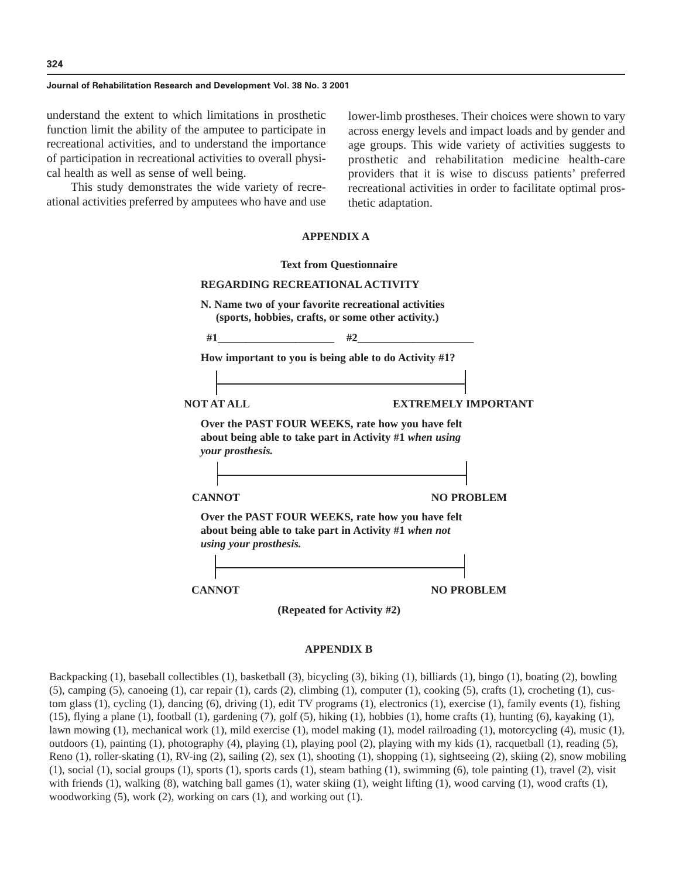understand the extent to which limitations in prosthetic function limit the ability of the amputee to participate in recreational activities, and to understand the importance of participation in recreational activities to overall physical health as well as sense of well being.

This study demonstrates the wide variety of recreational activities preferred by amputees who have and use lower-limb prostheses. Their choices were shown to vary across energy levels and impact loads and by gender and age groups. This wide variety of activities suggests to prosthetic and rehabilitation medicine health-care providers that it is wise to discuss patients' preferred recreational activities in order to facilitate optimal prosthetic adaptation.

## APPENDIX A

**Text from Questionnaire**

**REGARDING RECREATIONAL ACTIVITY**

**N. Name two of your favorite recreational activities (sports, hobbies, crafts, or some other activity.)**

**#1\_\_\_\_\_\_\_\_\_\_\_\_\_\_\_\_\_\_\_\_\_ #2\_\_\_\_\_\_\_\_\_\_\_\_\_\_\_\_\_\_\_\_\_**

**How important to you is being able to do Activity #1?**

**NOT AT ALL** |———————————————| **EXTREMELY IMPORTANT**

**Over the PAST FOUR WEEKS, rate how you have felt about being able to take part in Activity #1 *when using your prosthesis.***

**CANNOT** |———————————————| **NO PROBLEM**

**Over the PAST FOUR WEEKS, rate how you have felt about being able to take part in Activity #1 *when not using your prosthesis.***

**CANNOT** |———————————————| **NO PROBLEM**

**(Repeated for Activity #2)**

## APPENDIX B

Backpacking (1), baseball collectibles (1), basketball (3), bicycling (3), biking (1), billiards (1), bingo (1), boating (2), bowling (5), camping (5), canoeing (1), car repair (1), cards (2), climbing (1), computer (1), cooking (5), crafts (1), crocheting (1), custom glass (1), cycling (1), dancing (6), driving (1), edit TV programs (1), electronics (1), exercise (1), family events (1), fishing (15), flying a plane (1), football (1), gardening (7), golf (5), hiking (1), hobbies (1), home crafts (1), hunting (6), kayaking (1), lawn mowing (1), mechanical work (1), mild exercise (1), model making (1), model railroading (1), motorcycling (4), music (1), outdoors (1), painting (1), photography (4), playing (1), playing pool (2), playing with my kids (1), racquetball (1), reading (5), Reno (1), roller-skating (1), RV-ing (2), sailing (2), sex (1), shooting (1), shopping (1), sightseeing (2), skiing (2), snow mobiling (1), social (1), social groups (1), sports (1), sports cards (1), steam bathing (1), swimming (6), tole painting (1), travel (2), visit with friends (1), walking (8), watching ball games (1), water skiing (1), weight lifting (1), wood carving (1), wood crafts (1), woodworking (5), work (2), working on cars (1), and working out (1).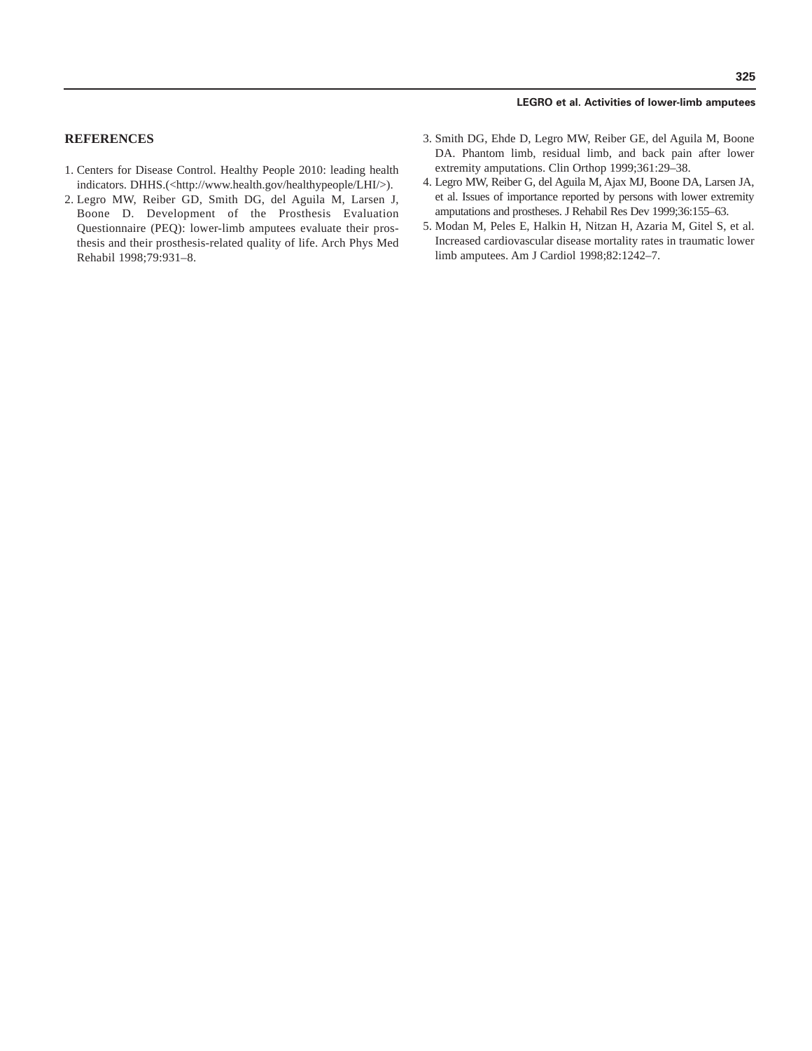## REFERENCES

1. Centers for Disease Control. Healthy People 2010: leading health indicators. DHHS.(<http://www.health.gov/healthypeople/LHI/>).
2. Legro MW, Reiber GD, Smith DG, del Aguila M, Larsen J, Boone D. Development of the Prosthesis Evaluation Questionnaire (PEQ): lower-limb amputees evaluate their prosthesis and their prosthesis-related quality of life. Arch Phys Med Rehabil 1998;79:931–8.
3. Smith DG, Ehde D, Legro MW, Reiber GE, del Aguila M, Boone DA. Phantom limb, residual limb, and back pain after lower extremity amputations. Clin Orthop 1999;361:29–38.
4. Legro MW, Reiber G, del Aguila M, Ajax MJ, Boone DA, Larsen JA, et al. Issues of importance reported by persons with lower extremity amputations and prostheses. J Rehabil Res Dev 1999;36:155–63.
5. Modan M, Peles E, Halkin H, Nitzan H, Azaria M, Gitel S, et al. Increased cardiovascular disease mortality rates in traumatic lower limb amputees. Am J Cardiol 1998;82:1242–7.